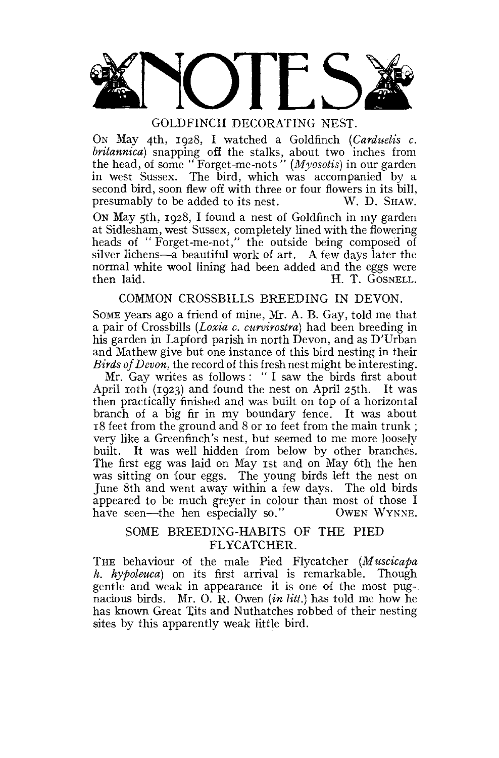# NOTES

## GOLDFINCH DECORATING NEST.

On May 4th, 1928, I watched a Goldfinch (*Carduelis c. britannica*) snapping off the stalks, about two inches from the head, of some "Forget-me-nots" (*Myosotis*) in our garden in west Sussex. The bird, which was accompanied by a second bird, soon flew off with three or four flowers in its bill, presumably to be added to its nest. W. D. Shaw.

On May 5th, 1928, I found a nest of Goldfinch in my garden at Sidlesham, west Sussex, completely lined with the flowering heads of "Forget-me-not," the outside being composed of silver lichens—a beautiful work of art. A few days later the normal white wool lining had been added and the eggs were then laid. H. T. Gosnell.

## COMMON CROSSBILLS BREEDING IN DEVON.

Some years ago a friend of mine, Mr. A. B. Gay, told me that a pair of Crossbills (*Loxia c. curvirostra*) had been breeding in his garden in Lapford parish in north Devon, and as D'Urban and Mathew give but one instance of this bird nesting in their *Birds of Devon*, the record of this fresh nest might be interesting.

Mr. Gay writes as follows: "I saw the birds first about April 10th (1923) and found the nest on April 25th. It was then practically finished and was built on top of a horizontal branch of a big fir in my boundary fence. It was about 18 feet from the ground and 8 or 10 feet from the main trunk; very like a Greenfinch's nest, but seemed to me more loosely built. It was well hidden from below by other branches. The first egg was laid on May 1st and on May 6th the hen was sitting on four eggs. The young birds left the nest on June 8th and went away within a few days. The old birds appeared to be much greyer in colour than most of those I have seen—the hen especially so." Owen Wynne.

## SOME BREEDING-HABITS OF THE PIED FLYCATCHER.

The behaviour of the male Pied Flycatcher (*Muscicapa h. hypoleuca*) on its first arrival is remarkable. Though gentle and weak in appearance it is one of the most pugnacious birds. Mr. O. R. Owen (*in litt.*) has told me how he has known Great Tits and Nuthatches robbed of their nesting sites by this apparently weak little bird.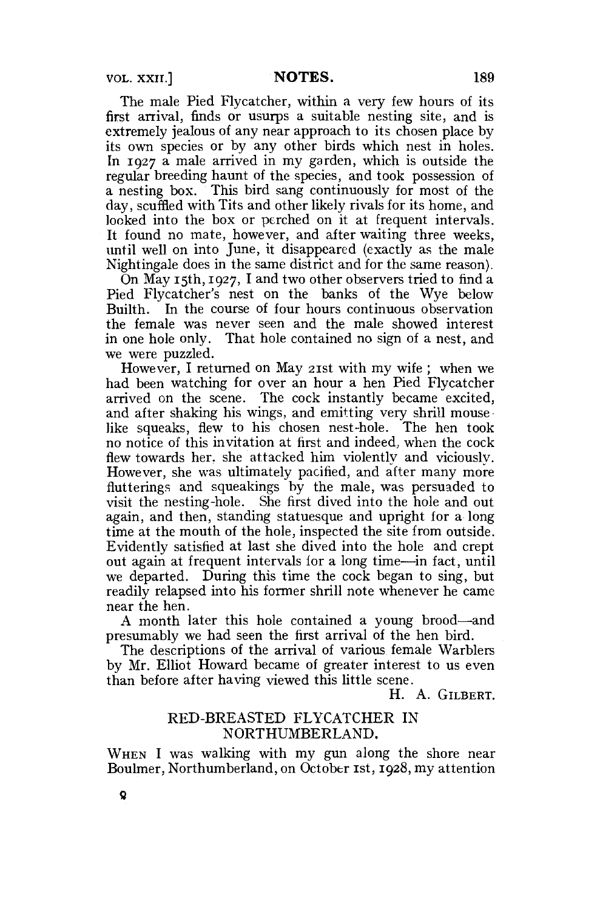The male Pied Flycatcher, within a very few hours of its first arrival, finds or usurps a suitable nesting site, and is extremely jealous of any near approach to its chosen place by its own species or by any other birds which nest in holes. In 1927 a male arrived in my garden, which is outside the regular breeding haunt of the species, and took possession of a nesting box. This bird sang continuously for most of the day, scuffled with Tits and other likely rivals for its home, and looked into the box or perched on it at frequent intervals. It found no mate, however, and after waiting three weeks, until well on into June, it disappeared (exactly as the male Nightingale does in the same district and for the same reason).

On May 15th, 1927, I and two other observers tried to find a Pied Flycatcher's nest on the banks of the Wye below Builth. In the course of four hours continuous observation the female was never seen and the male showed interest in one hole only. That hole contained no sign of a nest, and we were puzzled.

However, I returned on May 21st with my wife; when we had been watching for over an hour a hen Pied Flycatcher arrived on the scene. The cock instantly became excited, and after shaking his wings, and emitting very shrill mouse-like squeaks, flew to his chosen nest-hole. The hen took no notice of this invitation at first and indeed, when the cock flew towards her, she attacked him violently and viciously. However, she was ultimately pacified, and after many more flutterings and squeakings by the male, was persuaded to visit the nesting-hole. She first dived into the hole and out again, and then, standing statuesque and upright for a long time at the mouth of the hole, inspected the site from outside. Evidently satisfied at last she dived into the hole and crept out again at frequent intervals for a long time—in fact, until we departed. During this time the cock began to sing, but readily relapsed into his former shrill note whenever he came near the hen.

A month later this hole contained a young brood—and presumably we had seen the first arrival of the hen bird.

The descriptions of the arrival of various female Warblers by Mr. Elliot Howard became of greater interest to us even than before after having viewed this little scene.

H. A. GILBERT.

## RED-BREASTED FLYCATCHER IN NORTHUMBERLAND.

WHEN I was walking with my gun along the shore near Boulmer, Northumberland, on October 1st, 1928, my attention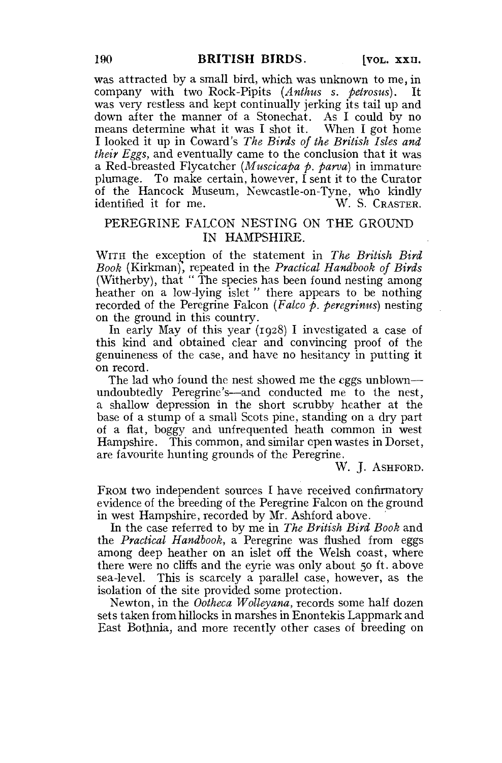was attracted by a small bird, which was unknown to me, in company with two Rock-Pipits (*Anthus s. petrosus*). It was very restless and kept continually jerking its tail up and down after the manner of a Stonechat. As I could by no means determine what it was I shot it. When I got home I looked it up in Coward's *The Birds of the British Isles and their Eggs*, and eventually came to the conclusion that it was a Red-breasted Flycatcher (*Muscicapa p. parva*) in immature plumage. To make certain, however, I sent it to the Curator of the Hancock Museum, Newcastle-on-Tyne, who kindly identified it for me.

W. S. CRASTER.

## PEREGRINE FALCON NESTING ON THE GROUND IN HAMPSHIRE.

WITH the exception of the statement in *The British Bird Book* (Kirkman), repeated in the *Practical Handbook of Birds* (Witherby), that "The species has been found nesting among heather on a low-lying islet" there appears to be nothing recorded of the Peregrine Falcon (*Falco p. peregrinus*) nesting on the ground in this country.

In early May of this year (1928) I investigated a case of this kind and obtained clear and convincing proof of the genuineness of the case, and have no hesitancy in putting it on record.

The lad who found the nest showed me the eggs unblown—undoubtedly Peregrine's—and conducted me to the nest, a shallow depression in the short scrubby heather at the base of a stump of a small Scots pine, standing on a dry part of a flat, boggy and unfrequented heath common in west Hampshire. This common, and similar open wastes in Dorset, are favourite hunting grounds of the Peregrine.

W. J. ASHFORD.

FROM two independent sources I have received confirmatory evidence of the breeding of the Peregrine Falcon on the ground in west Hampshire, recorded by Mr. Ashford above.

In the case referred to by me in *The British Bird Book* and the *Practical Handbook*, a Peregrine was flushed from eggs among deep heather on an islet off the Welsh coast, where there were no cliffs and the eyrie was only about 50 ft. above sea-level. This is scarcely a parallel case, however, as the isolation of the site provided some protection.

Newton, in the *Ootheca Wolleyana*, records some half dozen sets taken from hillocks in marshes in Enontekis Lappmark and East Bothnia, and more recently other cases of breeding on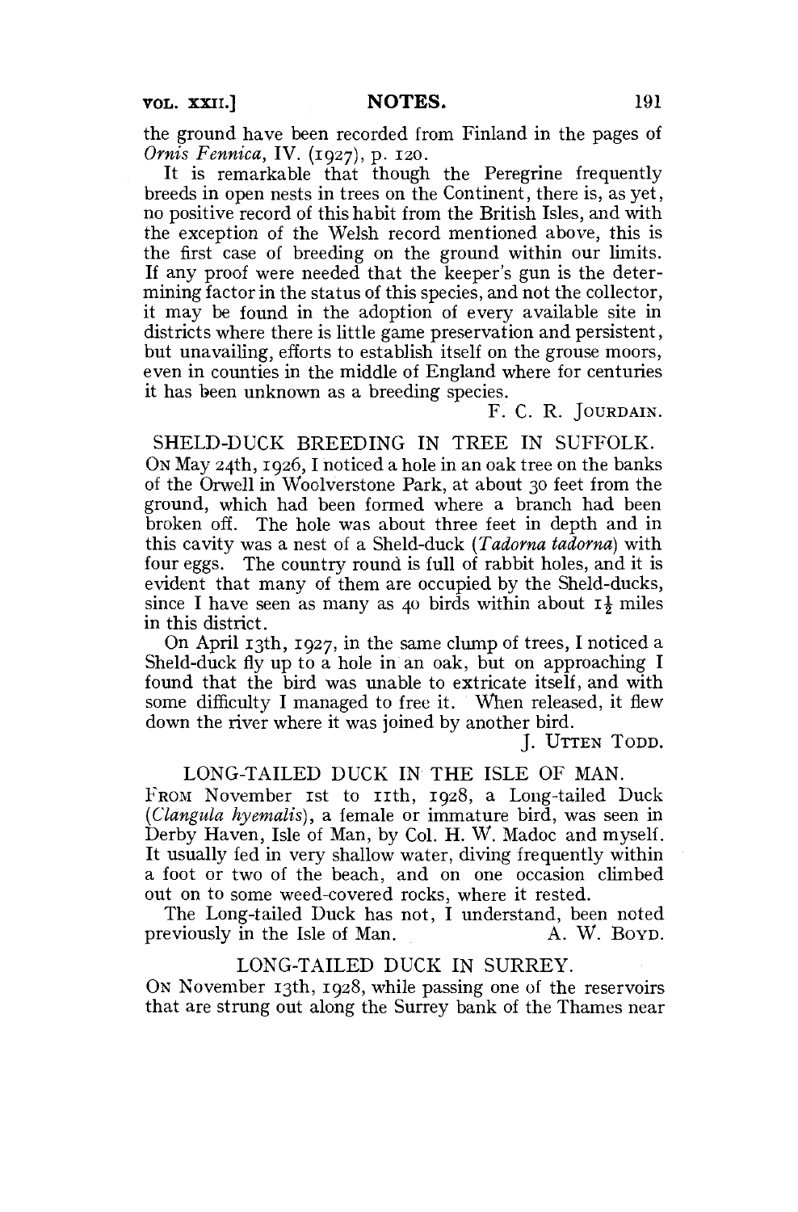the ground have been recorded from Finland in the pages of *Ornis Fennica*, IV. (1927), p. 120.

It is remarkable that though the Peregrine frequently breeds in open nests in trees on the Continent, there is, as yet, no positive record of this habit from the British Isles, and with the exception of the Welsh record mentioned above, this is the first case of breeding on the ground within our limits. If any proof were needed that the keeper's gun is the determining factor in the status of this species, and not the collector, it may be found in the adoption of every available site in districts where there is little game preservation and persistent, but unavailing, efforts to establish itself on the grouse moors, even in counties in the middle of England where for centuries it has been unknown as a breeding species.

F. C. R. JOURDAIN.

## SHELD-DUCK BREEDING IN TREE IN SUFFOLK.

ON May 24th, 1926, I noticed a hole in an oak tree on the banks of the Orwell in Woolverstone Park, at about 30 feet from the ground, which had been formed where a branch had been broken off. The hole was about three feet in depth and in this cavity was a nest of a Sheld-duck (*Tadorna tadorna*) with four eggs. The country round is full of rabbit holes, and it is evident that many of them are occupied by the Sheld-ducks, since I have seen as many as 40 birds within about 1½ miles in this district.

On April 13th, 1927, in the same clump of trees, I noticed a Sheld-duck fly up to a hole in an oak, but on approaching I found that the bird was unable to extricate itself, and with some difficulty I managed to free it. When released, it flew down the river where it was joined by another bird.

J. UTTEN TODD.

## LONG-TAILED DUCK IN THE ISLE OF MAN.

FROM November 1st to 11th, 1928, a Long-tailed Duck (*Clangula hyemalis*), a female or immature bird, was seen in Derby Haven, Isle of Man, by Col. H. W. Madoc and myself. It usually fed in very shallow water, diving frequently within a foot or two of the beach, and on one occasion climbed out on to some weed-covered rocks, where it rested.

The Long-tailed Duck has not, I understand, been noted previously in the Isle of Man.

A. W. BOYD.

## LONG-TAILED DUCK IN SURREY.

ON November 13th, 1928, while passing one of the reservoirs that are strung out along the Surrey bank of the Thames near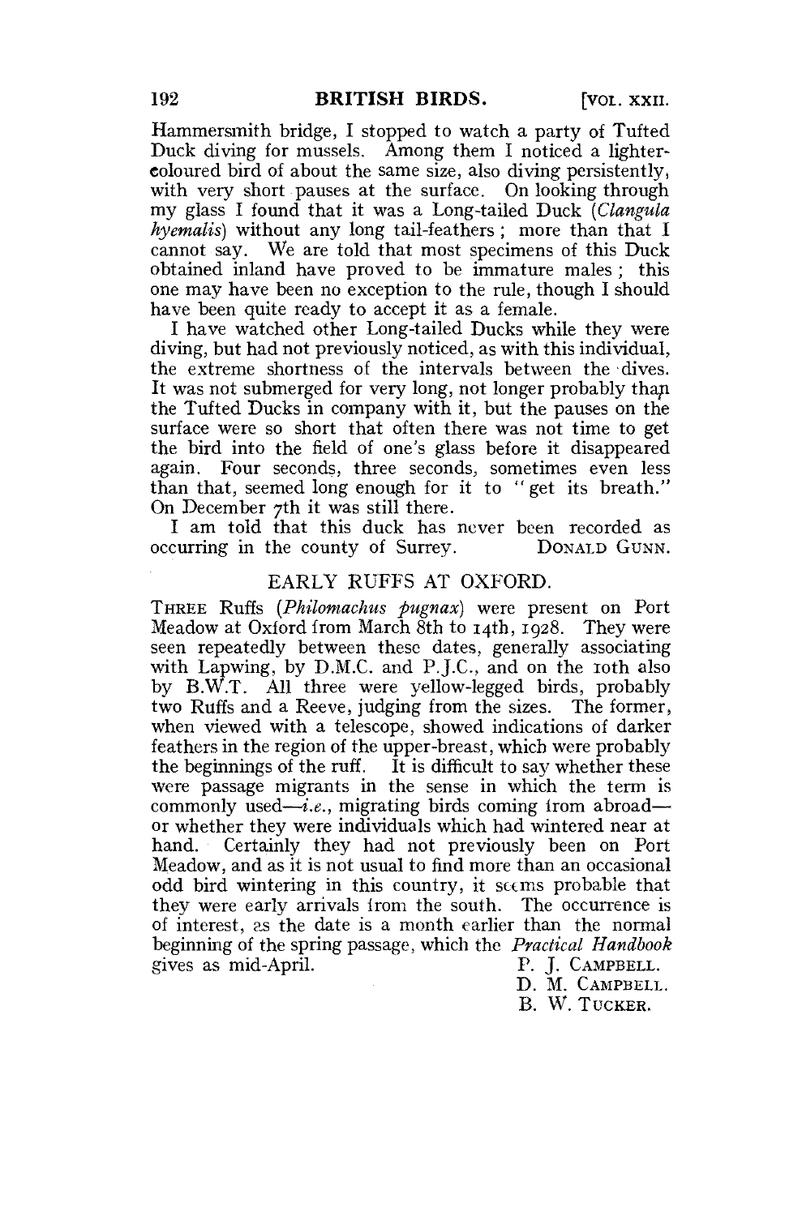Hammersmith bridge, I stopped to watch a party of Tufted Duck diving for mussels. Among them I noticed a lighter-coloured bird of about the same size, also diving persistently, with very short pauses at the surface. On looking through my glass I found that it was a Long-tailed Duck (*Clangula hyemalis*) without any long tail-feathers; more than that I cannot say. We are told that most specimens of this Duck obtained inland have proved to be immature males; this one may have been no exception to the rule, though I should have been quite ready to accept it as a female.

I have watched other Long-tailed Ducks while they were diving, but had not previously noticed, as with this individual, the extreme shortness of the intervals between the dives. It was not submerged for very long, not longer probably than the Tufted Ducks in company with it, but the pauses on the surface were so short that often there was not time to get the bird into the field of one's glass before it disappeared again. Four seconds, three seconds, sometimes even less than that, seemed long enough for it to "get its breath." On December 7th it was still there.

I am told that this duck has never been recorded as occurring in the county of Surrey. DONALD GUNN.

## EARLY RUFFS AT OXFORD.

THREE Ruffs (*Philomachus pugnax*) were present on Port Meadow at Oxford from March 8th to 14th, 1928. They were seen repeatedly between these dates, generally associating with Lapwing, by D.M.C. and P.J.C., and on the 10th also by B.W.T. All three were yellow-legged birds, probably two Ruffs and a Reeve, judging from the sizes. The former, when viewed with a telescope, showed indications of darker feathers in the region of the upper-breast, which were probably the beginnings of the ruff. It is difficult to say whether these were passage migrants in the sense in which the term is commonly used—*i.e.*, migrating birds coming from abroad—or whether they were individuals which had wintered near at hand. Certainly they had not previously been on Port Meadow, and as it is not usual to find more than an occasional odd bird wintering in this country, it seems probable that they were early arrivals from the south. The occurrence is of interest, as the date is a month earlier than the normal beginning of the spring passage, which the *Practical Handbook* gives as mid-April.

P. J. CAMPBELL.
D. M. CAMPBELL.
B. W. TUCKER.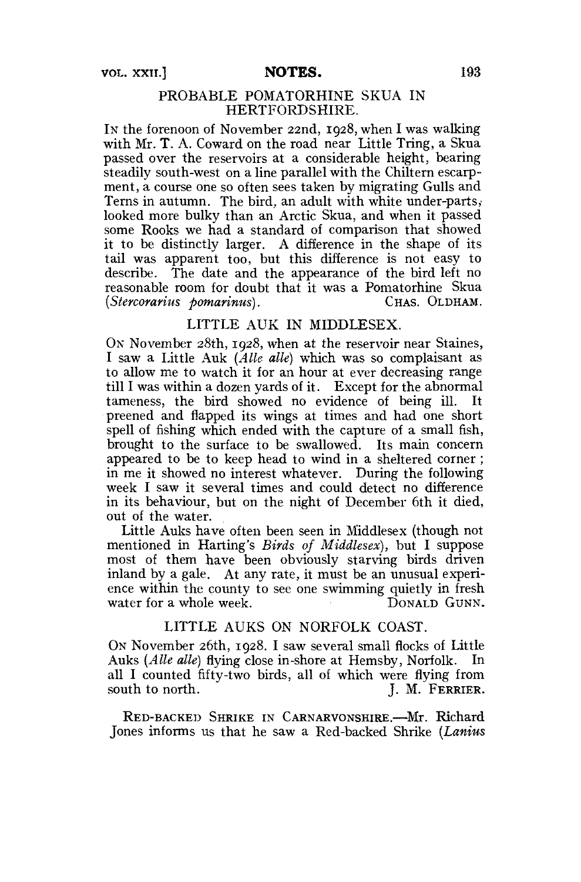## PROBABLE POMATORHINE SKUA IN HERTFORDSHIRE.

IN the forenoon of November 22nd, 1928, when I was walking with Mr. T. A. Coward on the road near Little Tring, a Skua passed over the reservoirs at a considerable height, bearing steadily south-west on a line parallel with the Chiltern escarpment, a course one so often sees taken by migrating Gulls and Terns in autumn. The bird, an adult with white under-parts, looked more bulky than an Arctic Skua, and when it passed some Rooks we had a standard of comparison that showed it to be distinctly larger. A difference in the shape of its tail was apparent too, but this difference is not easy to describe. The date and the appearance of the bird left no reasonable room for doubt that it was a Pomatorhine Skua (*Stercorarius pomarinus*).

CHAS. OLDHAM.

## LITTLE AUK IN MIDDLESEX.

ON November 28th, 1928, when at the reservoir near Staines, I saw a Little Auk (*Alle alle*) which was so complaisant as to allow me to watch it for an hour at ever decreasing range till I was within a dozen yards of it. Except for the abnormal tameness, the bird showed no evidence of being ill. It preened and flapped its wings at times and had one short spell of fishing which ended with the capture of a small fish, brought to the surface to be swallowed. Its main concern appeared to be to keep head to wind in a sheltered corner; in me it showed no interest whatever. During the following week I saw it several times and could detect no difference in its behaviour, but on the night of December 6th it died, out of the water.

Little Auks have often been seen in Middlesex (though not mentioned in Harting's *Birds of Middlesex*), but I suppose most of them have been obviously starving birds driven inland by a gale. At any rate, it must be an unusual experience within the county to see one swimming quietly in fresh water for a whole week.

DONALD GUNN.

## LITTLE AUKS ON NORFOLK COAST.

ON November 26th, 1928. I saw several small flocks of Little Auks (*Alle alle*) flying close in-shore at Hemsby, Norfolk. In all I counted fifty-two birds, all of which were flying from south to north.

J. M. FERRIER.

RED-BACKED SHRIKE IN CARNARVONSHIRE.—Mr. Richard Jones informs us that he saw a Red-backed Shrike (*Lanius*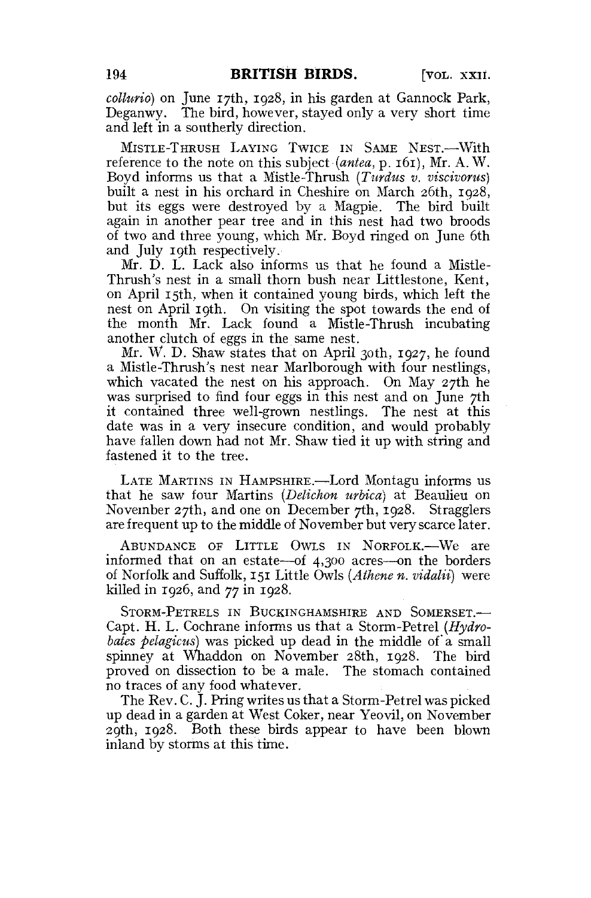*collurio*) on June 17th, 1928, in his garden at Gannock Park, Deganwy. The bird, however, stayed only a very short time and left in a southerly direction.

MISTLE-THRUSH LAYING TWICE IN SAME NEST.—With reference to the note on this subject (*antea*, p. 161), Mr. A. W. Boyd informs us that a Mistle-Thrush (*Turdus v. viscivorus*) built a nest in his orchard in Cheshire on March 26th, 1928, but its eggs were destroyed by a Magpie. The bird built again in another pear tree and in this nest had two broods of two and three young, which Mr. Boyd ringed on June 6th and July 19th respectively.

Mr. D. L. Lack also informs us that he found a Mistle-Thrush's nest in a small thorn bush near Littlestone, Kent, on April 15th, when it contained young birds, which left the nest on April 19th. On visiting the spot towards the end of the month Mr. Lack found a Mistle-Thrush incubating another clutch of eggs in the same nest.

Mr. W. D. Shaw states that on April 30th, 1927, he found a Mistle-Thrush's nest near Marlborough with four nestlings, which vacated the nest on his approach. On May 27th he was surprised to find four eggs in this nest and on June 7th it contained three well-grown nestlings. The nest at this date was in a very insecure condition, and would probably have fallen down had not Mr. Shaw tied it up with string and fastened it to the tree.

LATE MARTINS IN HAMPSHIRE.—Lord Montagu informs us that he saw four Martins (*Delichon urbica*) at Beaulieu on November 27th, and one on December 7th, 1928. Stragglers are frequent up to the middle of November but very scarce later.

ABUNDANCE OF LITTLE OWLS IN NORFOLK.—We are informed that on an estate—of 4,300 acres—on the borders of Norfolk and Suffolk, 151 Little Owls (*Athene n. vidalii*) were killed in 1926, and 77 in 1928.

STORM-PETRELS IN BUCKINGHAMSHIRE AND SOMERSET.—Capt. H. L. Cochrane informs us that a Storm-Petrel (*Hydrobates pelagicus*) was picked up dead in the middle of a small spinney at Whaddon on November 28th, 1928. The bird proved on dissection to be a male. The stomach contained no traces of any food whatever.

The Rev. C. J. Pring writes us that a Storm-Petrel was picked up dead in a garden at West Coker, near Yeovil, on November 29th, 1928. Both these birds appear to have been blown inland by storms at this time.